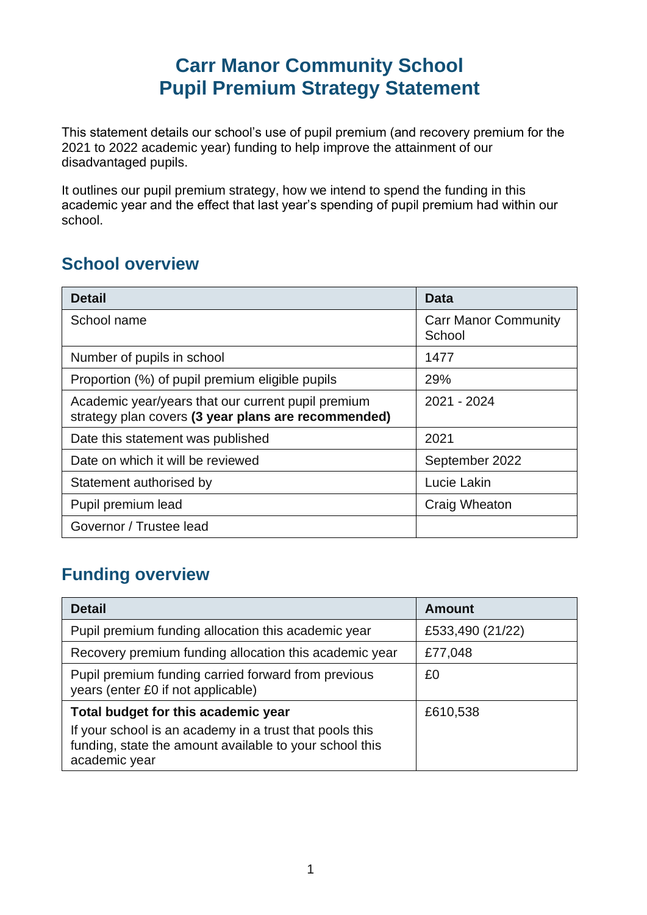# Carr Manor Community School
# Pupil Premium Strategy Statement

This statement details our school's use of pupil premium (and recovery premium for the 2021 to 2022 academic year) funding to help improve the attainment of our disadvantaged pupils.

It outlines our pupil premium strategy, how we intend to spend the funding in this academic year and the effect that last year's spending of pupil premium had within our school.

## School overview

| Detail | Data |
|---|---|
| School name | Carr Manor Community School |
| Number of pupils in school | 1477 |
| Proportion (%) of pupil premium eligible pupils | 29% |
| Academic year/years that our current pupil premium strategy plan covers **(3 year plans are recommended)** | 2021 - 2024 |
| Date this statement was published | 2021 |
| Date on which it will be reviewed | September 2022 |
| Statement authorised by | Lucie Lakin |
| Pupil premium lead | Craig Wheaton |
| Governor / Trustee lead | |

## Funding overview

| Detail | Amount |
|---|---|
| Pupil premium funding allocation this academic year | £533,490 (21/22) |
| Recovery premium funding allocation this academic year | £77,048 |
| Pupil premium funding carried forward from previous years (enter £0 if not applicable) | £0 |
| **Total budget for this academic year**<br>If your school is an academy in a trust that pools this funding, state the amount available to your school this academic year | £610,538 |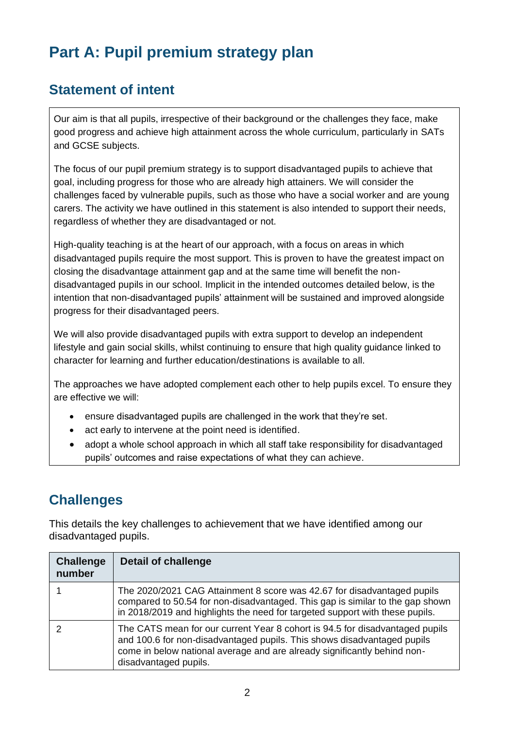# Part A: Pupil premium strategy plan

## Statement of intent

Our aim is that all pupils, irrespective of their background or the challenges they face, make good progress and achieve high attainment across the whole curriculum, particularly in SATs and GCSE subjects.

The focus of our pupil premium strategy is to support disadvantaged pupils to achieve that goal, including progress for those who are already high attainers. We will consider the challenges faced by vulnerable pupils, such as those who have a social worker and are young carers. The activity we have outlined in this statement is also intended to support their needs, regardless of whether they are disadvantaged or not.

High-quality teaching is at the heart of our approach, with a focus on areas in which disadvantaged pupils require the most support. This is proven to have the greatest impact on closing the disadvantage attainment gap and at the same time will benefit the non-disadvantaged pupils in our school. Implicit in the intended outcomes detailed below, is the intention that non-disadvantaged pupils' attainment will be sustained and improved alongside progress for their disadvantaged peers.

We will also provide disadvantaged pupils with extra support to develop an independent lifestyle and gain social skills, whilst continuing to ensure that high quality guidance linked to character for learning and further education/destinations is available to all.

The approaches we have adopted complement each other to help pupils excel. To ensure they are effective we will:

- ensure disadvantaged pupils are challenged in the work that they're set.
- act early to intervene at the point need is identified.
- adopt a whole school approach in which all staff take responsibility for disadvantaged pupils' outcomes and raise expectations of what they can achieve.

## Challenges

This details the key challenges to achievement that we have identified among our disadvantaged pupils.

| Challenge number | Detail of challenge |
|---|---|
| 1 | The 2020/2021 CAG Attainment 8 score was 42.67 for disadvantaged pupils compared to 50.54 for non-disadvantaged. This gap is similar to the gap shown in 2018/2019 and highlights the need for targeted support with these pupils. |
| 2 | The CATS mean for our current Year 8 cohort is 94.5 for disadvantaged pupils and 100.6 for non-disadvantaged pupils. This shows disadvantaged pupils come in below national average and are already significantly behind non-disadvantaged pupils. |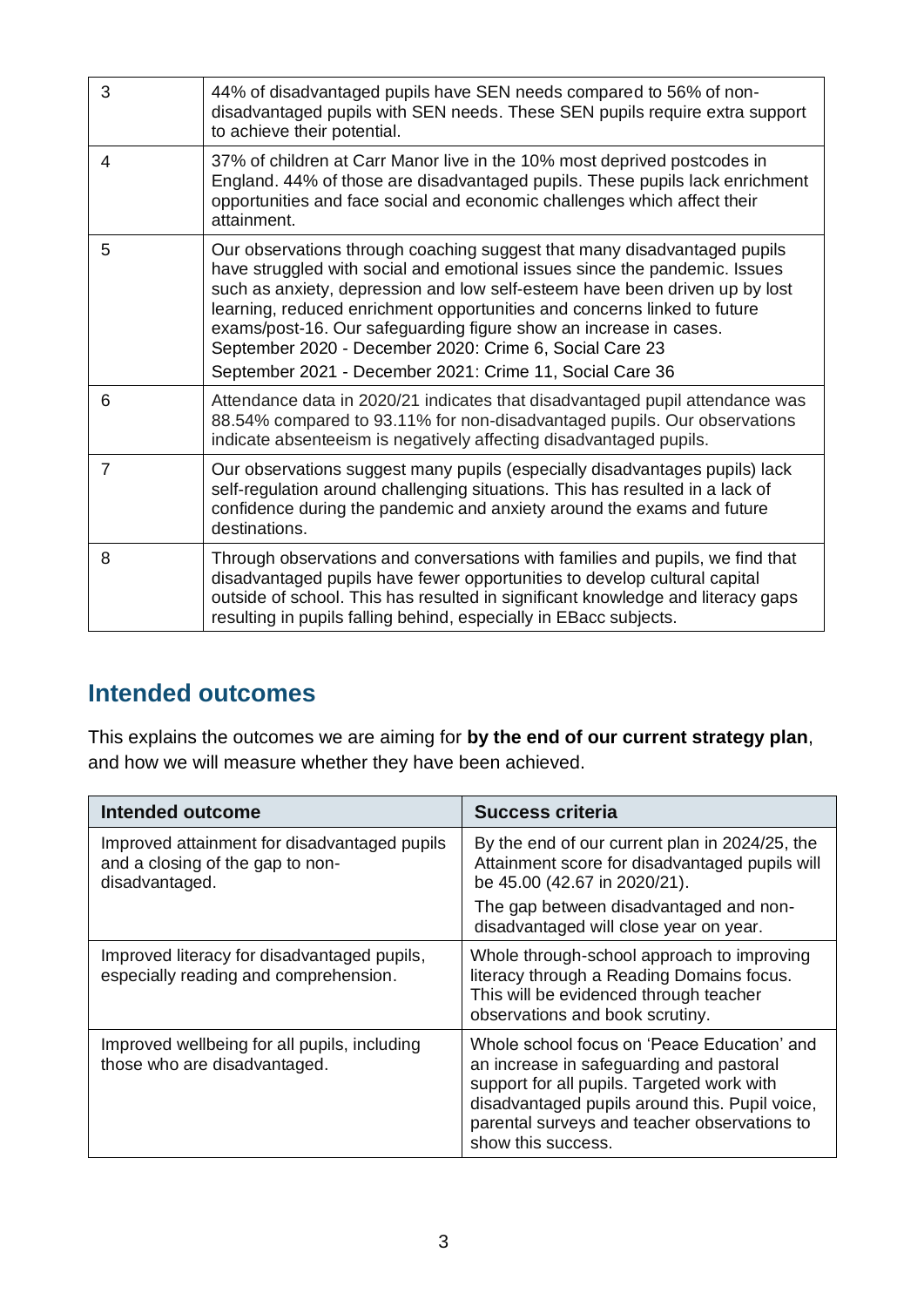| | |
|---|---|
| 3 | 44% of disadvantaged pupils have SEN needs compared to 56% of non-disadvantaged pupils with SEN needs. These SEN pupils require extra support to achieve their potential. |
| 4 | 37% of children at Carr Manor live in the 10% most deprived postcodes in England. 44% of those are disadvantaged pupils. These pupils lack enrichment opportunities and face social and economic challenges which affect their attainment. |
| 5 | Our observations through coaching suggest that many disadvantaged pupils have struggled with social and emotional issues since the pandemic. Issues such as anxiety, depression and low self-esteem have been driven up by lost learning, reduced enrichment opportunities and concerns linked to future exams/post-16. Our safeguarding figure show an increase in cases.<br>September 2020 - December 2020: Crime 6, Social Care 23<br>September 2021 - December 2021: Crime 11, Social Care 36 |
| 6 | Attendance data in 2020/21 indicates that disadvantaged pupil attendance was 88.54% compared to 93.11% for non-disadvantaged pupils. Our observations indicate absenteeism is negatively affecting disadvantaged pupils. |
| 7 | Our observations suggest many pupils (especially disadvantages pupils) lack self-regulation around challenging situations. This has resulted in a lack of confidence during the pandemic and anxiety around the exams and future destinations. |
| 8 | Through observations and conversations with families and pupils, we find that disadvantaged pupils have fewer opportunities to develop cultural capital outside of school. This has resulted in significant knowledge and literacy gaps resulting in pupils falling behind, especially in EBacc subjects. |

## Intended outcomes

This explains the outcomes we are aiming for **by the end of our current strategy plan**, and how we will measure whether they have been achieved.

| Intended outcome | Success criteria |
|---|---|
| Improved attainment for disadvantaged pupils and a closing of the gap to non-disadvantaged. | By the end of our current plan in 2024/25, the Attainment score for disadvantaged pupils will be 45.00 (42.67 in 2020/21).<br>The gap between disadvantaged and non-disadvantaged will close year on year. |
| Improved literacy for disadvantaged pupils, especially reading and comprehension. | Whole through-school approach to improving literacy through a Reading Domains focus. This will be evidenced through teacher observations and book scrutiny. |
| Improved wellbeing for all pupils, including those who are disadvantaged. | Whole school focus on 'Peace Education' and an increase in safeguarding and pastoral support for all pupils. Targeted work with disadvantaged pupils around this. Pupil voice, parental surveys and teacher observations to show this success. |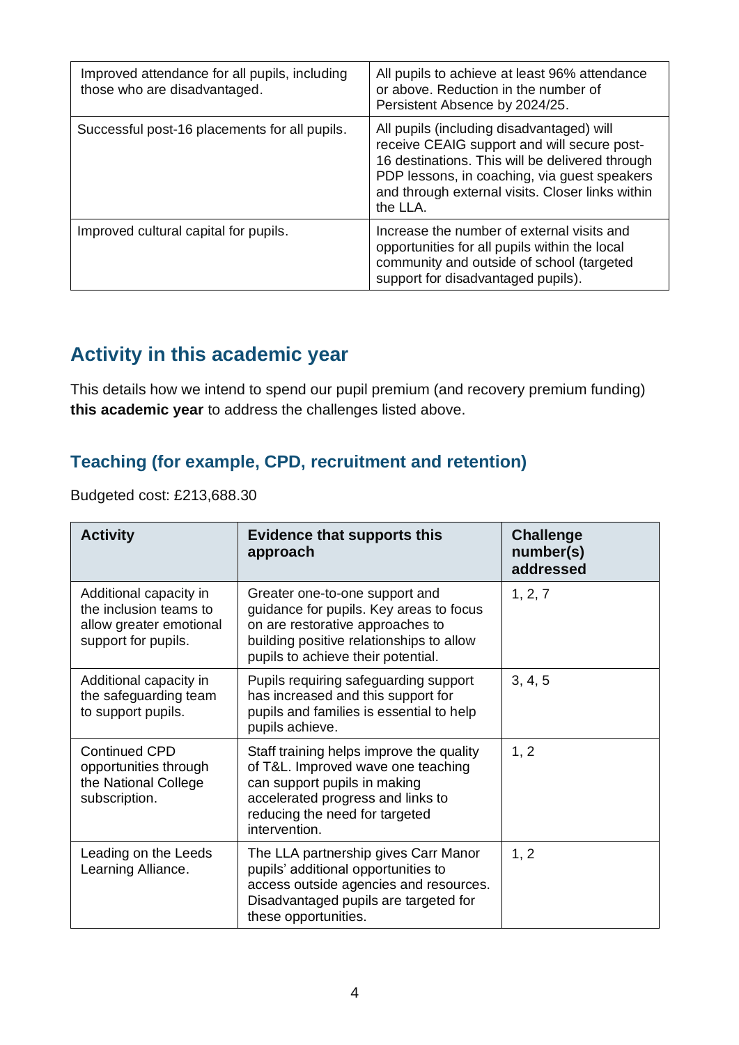| Improved attendance for all pupils, including those who are disadvantaged. | All pupils to achieve at least 96% attendance or above. Reduction in the number of Persistent Absence by 2024/25. |
|---|---|
| Successful post-16 placements for all pupils. | All pupils (including disadvantaged) will receive CEAIG support and will secure post-16 destinations. This will be delivered through PDP lessons, in coaching, via guest speakers and through external visits. Closer links within the LLA. |
| Improved cultural capital for pupils. | Increase the number of external visits and opportunities for all pupils within the local community and outside of school (targeted support for disadvantaged pupils). |

## Activity in this academic year

This details how we intend to spend our pupil premium (and recovery premium funding) **this academic year** to address the challenges listed above.

### Teaching (for example, CPD, recruitment and retention)

Budgeted cost: £213,688.30

| Activity | Evidence that supports this approach | Challenge number(s) addressed |
|---|---|---|
| Additional capacity in the inclusion teams to allow greater emotional support for pupils. | Greater one-to-one support and guidance for pupils. Key areas to focus on are restorative approaches to building positive relationships to allow pupils to achieve their potential. | 1, 2, 7 |
| Additional capacity in the safeguarding team to support pupils. | Pupils requiring safeguarding support has increased and this support for pupils and families is essential to help pupils achieve. | 3, 4, 5 |
| Continued CPD opportunities through the National College subscription. | Staff training helps improve the quality of T&L. Improved wave one teaching can support pupils in making accelerated progress and links to reducing the need for targeted intervention. | 1, 2 |
| Leading on the Leeds Learning Alliance. | The LLA partnership gives Carr Manor pupils' additional opportunities to access outside agencies and resources. Disadvantaged pupils are targeted for these opportunities. | 1, 2 |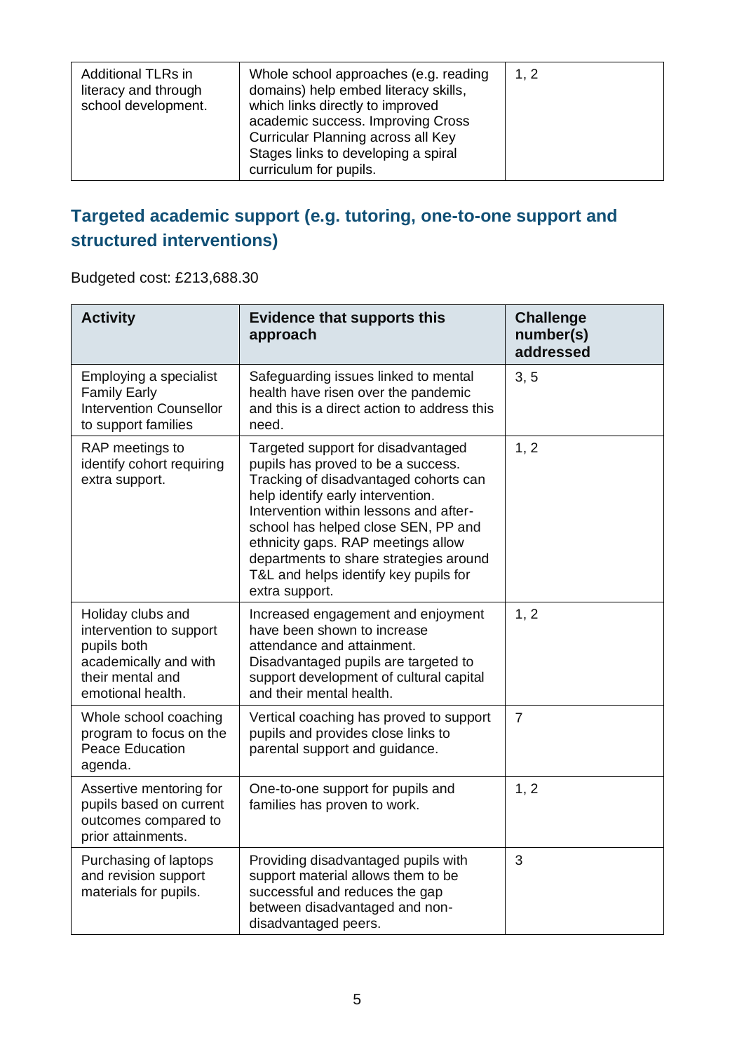| Additional TLRs in literacy and through school development. | Whole school approaches (e.g. reading domains) help embed literacy skills, which links directly to improved academic success. Improving Cross Curricular Planning across all Key Stages links to developing a spiral curriculum for pupils. | 1, 2 |
|---|---|---|

## Targeted academic support (e.g. tutoring, one-to-one support and structured interventions)

Budgeted cost: £213,688.30

| Activity | Evidence that supports this approach | Challenge number(s) addressed |
|---|---|---|
| Employing a specialist Family Early Intervention Counsellor to support families | Safeguarding issues linked to mental health have risen over the pandemic and this is a direct action to address this need. | 3, 5 |
| RAP meetings to identify cohort requiring extra support. | Targeted support for disadvantaged pupils has proved to be a success. Tracking of disadvantaged cohorts can help identify early intervention. Intervention within lessons and after-school has helped close SEN, PP and ethnicity gaps. RAP meetings allow departments to share strategies around T&L and helps identify key pupils for extra support. | 1, 2 |
| Holiday clubs and intervention to support pupils both academically and with their mental and emotional health. | Increased engagement and enjoyment have been shown to increase attendance and attainment. Disadvantaged pupils are targeted to support development of cultural capital and their mental health. | 1, 2 |
| Whole school coaching program to focus on the Peace Education agenda. | Vertical coaching has proved to support pupils and provides close links to parental support and guidance. | 7 |
| Assertive mentoring for pupils based on current outcomes compared to prior attainments. | One-to-one support for pupils and families has proven to work. | 1, 2 |
| Purchasing of laptops and revision support materials for pupils. | Providing disadvantaged pupils with support material allows them to be successful and reduces the gap between disadvantaged and non-disadvantaged peers. | 3 |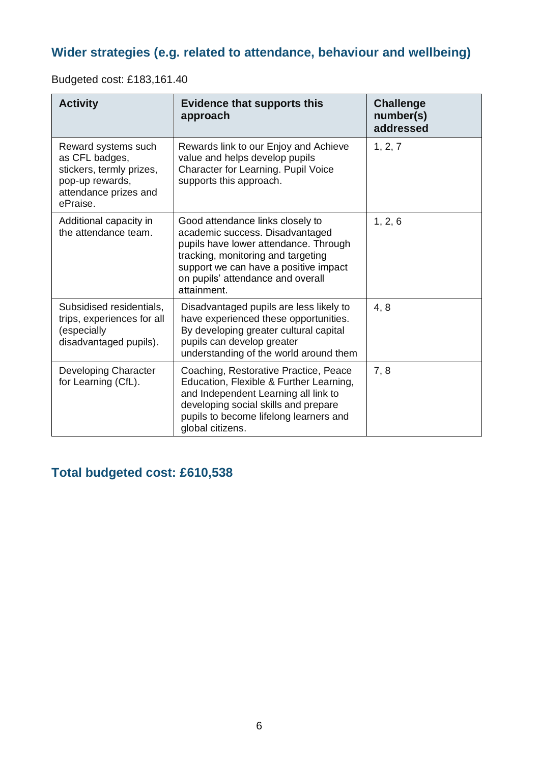## Wider strategies (e.g. related to attendance, behaviour and wellbeing)

Budgeted cost: £183,161.40

| Activity | Evidence that supports this approach | Challenge number(s) addressed |
|---|---|---|
| Reward systems such as CFL badges, stickers, termly prizes, pop-up rewards, attendance prizes and ePraise. | Rewards link to our Enjoy and Achieve value and helps develop pupils Character for Learning. Pupil Voice supports this approach. | 1, 2, 7 |
| Additional capacity in the attendance team. | Good attendance links closely to academic success. Disadvantaged pupils have lower attendance. Through tracking, monitoring and targeting support we can have a positive impact on pupils' attendance and overall attainment. | 1, 2, 6 |
| Subsidised residentials, trips, experiences for all (especially disadvantaged pupils). | Disadvantaged pupils are less likely to have experienced these opportunities. By developing greater cultural capital pupils can develop greater understanding of the world around them | 4, 8 |
| Developing Character for Learning (CfL). | Coaching, Restorative Practice, Peace Education, Flexible & Further Learning, and Independent Learning all link to developing social skills and prepare pupils to become lifelong learners and global citizens. | 7, 8 |

## Total budgeted cost: £610,538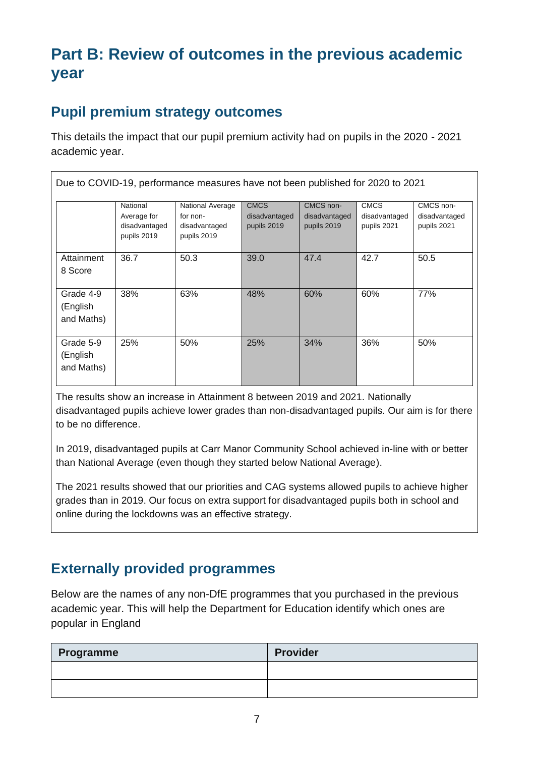# Part B: Review of outcomes in the previous academic year

## Pupil premium strategy outcomes

This details the impact that our pupil premium activity had on pupils in the 2020 - 2021 academic year.

Due to COVID-19, performance measures have not been published for 2020 to 2021

| | National Average for disadvantaged pupils 2019 | National Average for non-disadvantaged pupils 2019 | CMCS disadvantaged pupils 2019 | CMCS non-disadvantaged pupils 2019 | CMCS disadvantaged pupils 2021 | CMCS non-disadvantaged pupils 2021 |
|---|---|---|---|---|---|---|
| Attainment 8 Score | 36.7 | 50.3 | 39.0 | 47.4 | 42.7 | 50.5 |
| Grade 4-9 (English and Maths) | 38% | 63% | 48% | 60% | 60% | 77% |
| Grade 5-9 (English and Maths) | 25% | 50% | 25% | 34% | 36% | 50% |

The results show an increase in Attainment 8 between 2019 and 2021. Nationally disadvantaged pupils achieve lower grades than non-disadvantaged pupils. Our aim is for there to be no difference.

In 2019, disadvantaged pupils at Carr Manor Community School achieved in-line with or better than National Average (even though they started below National Average).

The 2021 results showed that our priorities and CAG systems allowed pupils to achieve higher grades than in 2019. Our focus on extra support for disadvantaged pupils both in school and online during the lockdowns was an effective strategy.

## Externally provided programmes

Below are the names of any non-DfE programmes that you purchased in the previous academic year. This will help the Department for Education identify which ones are popular in England

| Programme | Provider |
|---|---|
| | |
| | |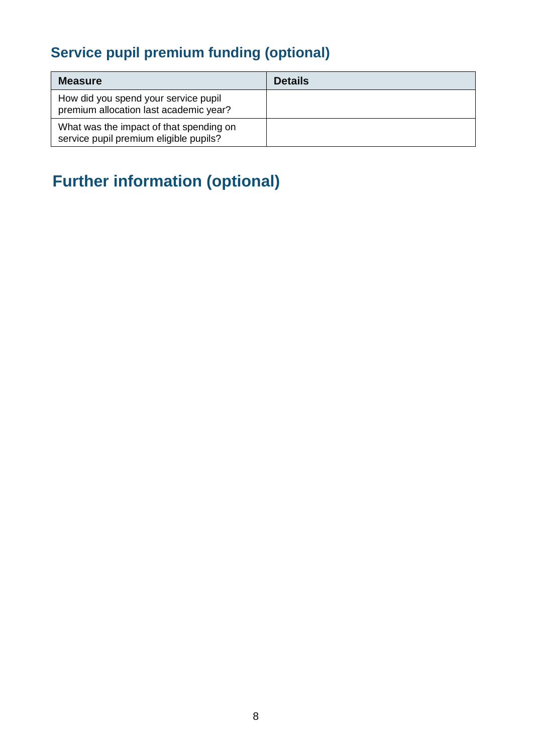## Service pupil premium funding (optional)

| Measure | Details |
| --- | --- |
| How did you spend your service pupil premium allocation last academic year? | |
| What was the impact of that spending on service pupil premium eligible pupils? | |

# Further information (optional)